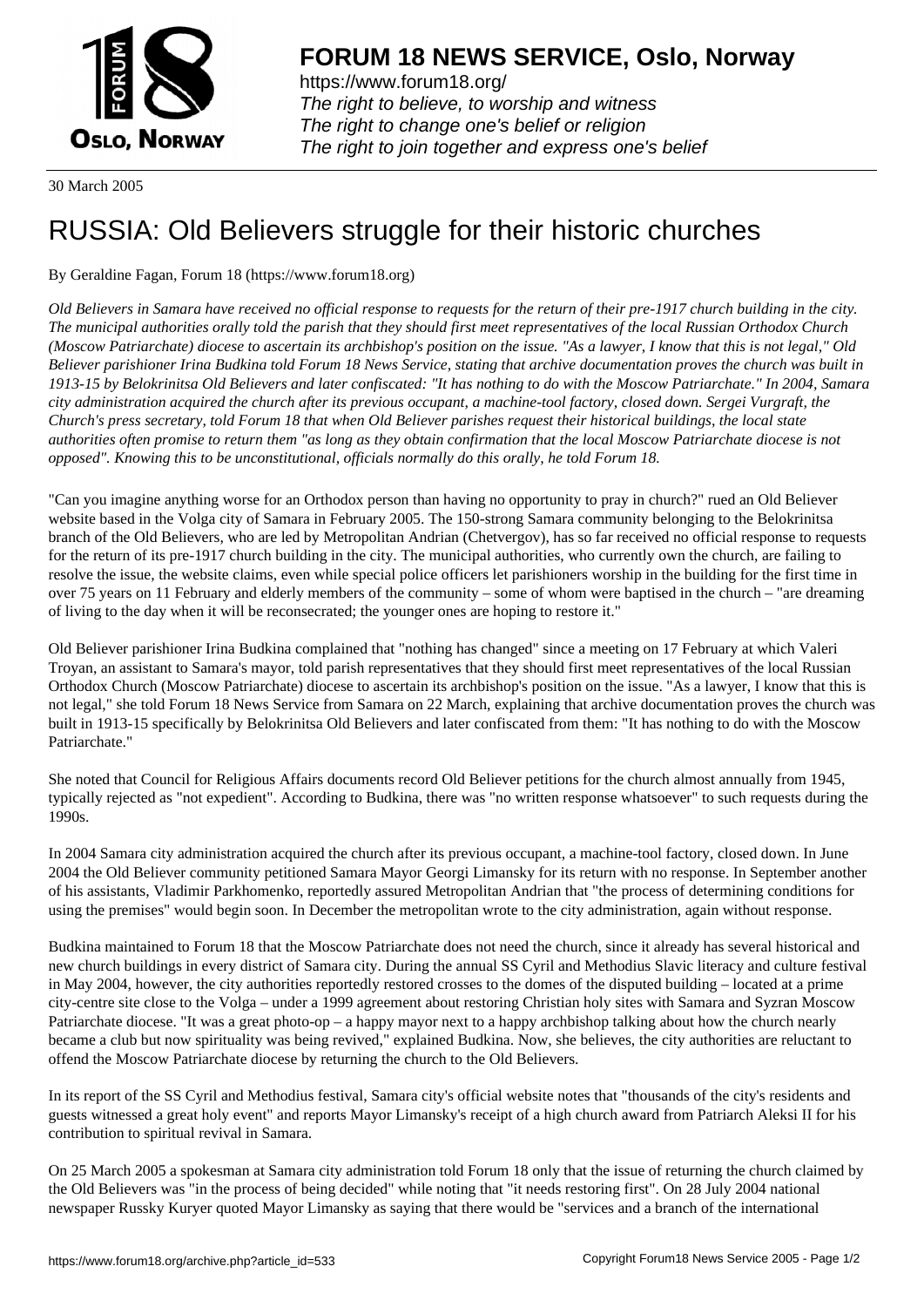# FORUM 18 NEWS SERVICE, Oslo, Norway

https://www.forum18.org/
*The right to believe, to worship and witness*
*The right to change one's belief or religion*
*The right to join together and express one's belief*

30 March 2005

# RUSSIA: Old Believers struggle for their historic churches

By Geraldine Fagan, Forum 18 (https://www.forum18.org)

*Old Believers in Samara have received no official response to requests for the return of their pre-1917 church building in the city. The municipal authorities orally told the parish that they should first meet representatives of the local Russian Orthodox Church (Moscow Patriarchate) diocese to ascertain its archbishop's position on the issue. "As a lawyer, I know that this is not legal," Old Believer parishioner Irina Budkina told Forum 18 News Service, stating that archive documentation proves the church was built in 1913-15 by Belokrinitsa Old Believers and later confiscated: "It has nothing to do with the Moscow Patriarchate." In 2004, Samara city administration acquired the church after its previous occupant, a machine-tool factory, closed down. Sergei Vurgraft, the Church's press secretary, told Forum 18 that when Old Believer parishes request their historical buildings, the local state authorities often promise to return them "as long as they obtain confirmation that the local Moscow Patriarchate diocese is not opposed". Knowing this to be unconstitutional, officials normally do this orally, he told Forum 18.*

"Can you imagine anything worse for an Orthodox person than having no opportunity to pray in church?" rued an Old Believer website based in the Volga city of Samara in February 2005. The 150-strong Samara community belonging to the Belokrinitsa branch of the Old Believers, who are led by Metropolitan Andrian (Chetvergov), has so far received no official response to requests for the return of its pre-1917 church building in the city. The municipal authorities, who currently own the church, are failing to resolve the issue, the website claims, even while special police officers let parishioners worship in the building for the first time in over 75 years on 11 February and elderly members of the community – some of whom were baptised in the church – "are dreaming of living to the day when it will be reconsecrated; the younger ones are hoping to restore it."

Old Believer parishioner Irina Budkina complained that "nothing has changed" since a meeting on 17 February at which Valeri Troyan, an assistant to Samara's mayor, told parish representatives that they should first meet representatives of the local Russian Orthodox Church (Moscow Patriarchate) diocese to ascertain its archbishop's position on the issue. "As a lawyer, I know that this is not legal," she told Forum 18 News Service from Samara on 22 March, explaining that archive documentation proves the church was built in 1913-15 specifically by Belokrinitsa Old Believers and later confiscated from them: "It has nothing to do with the Moscow Patriarchate."

She noted that Council for Religious Affairs documents record Old Believer petitions for the church almost annually from 1945, typically rejected as "not expedient". According to Budkina, there was "no written response whatsoever" to such requests during the 1990s.

In 2004 Samara city administration acquired the church after its previous occupant, a machine-tool factory, closed down. In June 2004 the Old Believer community petitioned Samara Mayor Georgi Limansky for its return with no response. In September another of his assistants, Vladimir Parkhomenko, reportedly assured Metropolitan Andrian that "the process of determining conditions for using the premises" would begin soon. In December the metropolitan wrote to the city administration, again without response.

Budkina maintained to Forum 18 that the Moscow Patriarchate does not need the church, since it already has several historical and new church buildings in every district of Samara city. During the annual SS Cyril and Methodius Slavic literacy and culture festival in May 2004, however, the city authorities reportedly restored crosses to the domes of the disputed building – located at a prime city-centre site close to the Volga – under a 1999 agreement about restoring Christian holy sites with Samara and Syzran Moscow Patriarchate diocese. "It was a great photo-op – a happy mayor next to a happy archbishop talking about how the church nearly became a club but now spirituality was being revived," explained Budkina. Now, she believes, the city authorities are reluctant to offend the Moscow Patriarchate diocese by returning the church to the Old Believers.

In its report of the SS Cyril and Methodius festival, Samara city's official website notes that "thousands of the city's residents and guests witnessed a great holy event" and reports Mayor Limansky's receipt of a high church award from Patriarch Aleksi II for his contribution to spiritual revival in Samara.

On 25 March 2005 a spokesman at Samara city administration told Forum 18 only that the issue of returning the church claimed by the Old Believers was "in the process of being decided" while noting that "it needs restoring first". On 28 July 2004 national newspaper Russky Kuryer quoted Mayor Limansky as saying that there would be "services and a branch of the international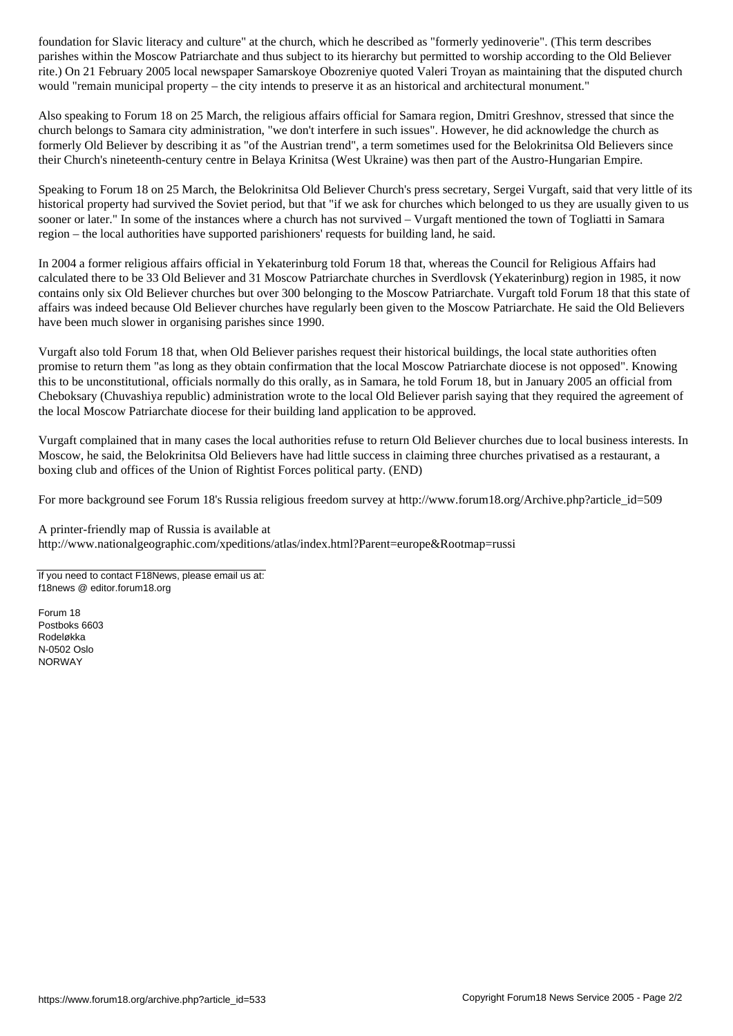foundation for Slavic literacy and culture" at the church, which he described as "formerly yedinoverie". (This term describes parishes within the Moscow Patriarchate and thus subject to its hierarchy but permitted to worship according to the Old Believer rite.) On 21 February 2005 local newspaper Samarskoye Obozreniye quoted Valeri Troyan as maintaining that the disputed church would "remain municipal property – the city intends to preserve it as an historical and architectural monument."

Also speaking to Forum 18 on 25 March, the religious affairs official for Samara region, Dmitri Greshnov, stressed that since the church belongs to Samara city administration, "we don't interfere in such issues". However, he did acknowledge the church as formerly Old Believer by describing it as "of the Austrian trend", a term sometimes used for the Belokrinitsa Old Believers since their Church's nineteenth-century centre in Belaya Krinitsa (West Ukraine) was then part of the Austro-Hungarian Empire.

Speaking to Forum 18 on 25 March, the Belokrinitsa Old Believer Church's press secretary, Sergei Vurgaft, said that very little of its historical property had survived the Soviet period, but that "if we ask for churches which belonged to us they are usually given to us sooner or later." In some of the instances where a church has not survived – Vurgaft mentioned the town of Togliatti in Samara region – the local authorities have supported parishioners' requests for building land, he said.

In 2004 a former religious affairs official in Yekaterinburg told Forum 18 that, whereas the Council for Religious Affairs had calculated there to be 33 Old Believer and 31 Moscow Patriarchate churches in Sverdlovsk (Yekaterinburg) region in 1985, it now contains only six Old Believer churches but over 300 belonging to the Moscow Patriarchate. Vurgaft told Forum 18 that this state of affairs was indeed because Old Believer churches have regularly been given to the Moscow Patriarchate. He said the Old Believers have been much slower in organising parishes since 1990.

Vurgaft also told Forum 18 that, when Old Believer parishes request their historical buildings, the local state authorities often promise to return them "as long as they obtain confirmation that the local Moscow Patriarchate diocese is not opposed". Knowing this to be unconstitutional, officials normally do this orally, as in Samara, he told Forum 18, but in January 2005 an official from Cheboksary (Chuvashiya republic) administration wrote to the local Old Believer parish saying that they required the agreement of the local Moscow Patriarchate diocese for their building land application to be approved.

Vurgaft complained that in many cases the local authorities refuse to return Old Believer churches due to local business interests. In Moscow, he said, the Belokrinitsa Old Believers have had little success in claiming three churches privatised as a restaurant, a boxing club and offices of the Union of Rightist Forces political party. (END)

For more background see Forum 18's Russia religious freedom survey at http://www.forum18.org/Archive.php?article_id=509

A printer-friendly map of Russia is available at
http://www.nationalgeographic.com/xpeditions/atlas/index.html?Parent=europe&Rootmap=russi

If you need to contact F18News, please email us at:
f18news @ editor.forum18.org

Forum 18
Postboks 6603
Rodeløkka
N-0502 Oslo
NORWAY